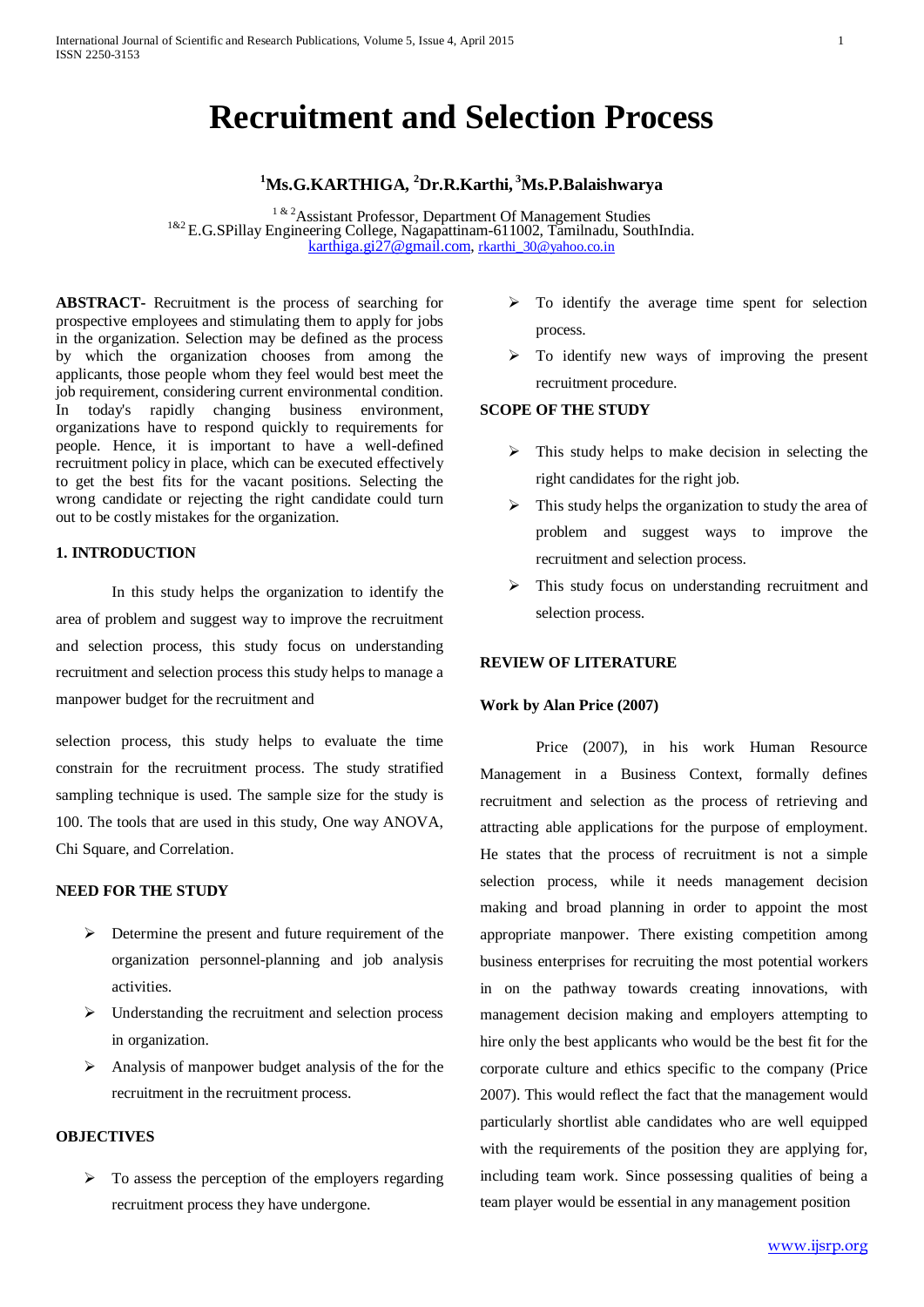# Recruitment and Selection Process

**[1]Ms.G.KARTHIGA, [2]Dr.R.Karthi, [3]Ms.P.Balaishwarya**

[1 & 2]Assistant Professor, Department Of Management Studies
[1&2] E.G.SPillay Engineering College, Nagapattinam-611002, Tamilnadu, SouthIndia.
karthiga.gi27@gmail.com, rkarthi_30@yahoo.co.in

**ABSTRACT-** Recruitment is the process of searching for prospective employees and stimulating them to apply for jobs in the organization. Selection may be defined as the process by which the organization chooses from among the applicants, those people whom they feel would best meet the job requirement, considering current environmental condition. In today's rapidly changing business environment, organizations have to respond quickly to requirements for people. Hence, it is important to have a well-defined recruitment policy in place, which can be executed effectively to get the best fits for the vacant positions. Selecting the wrong candidate or rejecting the right candidate could turn out to be costly mistakes for the organization.

## 1. INTRODUCTION

In this study helps the organization to identify the area of problem and suggest way to improve the recruitment and selection process, this study focus on understanding recruitment and selection process this study helps to manage a manpower budget for the recruitment and

selection process, this study helps to evaluate the time constrain for the recruitment process. The study stratified sampling technique is used. The sample size for the study is 100. The tools that are used in this study, One way ANOVA, Chi Square, and Correlation.

## NEED FOR THE STUDY

- Determine the present and future requirement of the organization personnel-planning and job analysis activities.
- Understanding the recruitment and selection process in organization.
- Analysis of manpower budget analysis of the for the recruitment in the recruitment process.

## OBJECTIVES

- To assess the perception of the employers regarding recruitment process they have undergone.
- To identify the average time spent for selection process.
- To identify new ways of improving the present recruitment procedure.

## SCOPE OF THE STUDY

- This study helps to make decision in selecting the right candidates for the right job.
- This study helps the organization to study the area of problem and suggest ways to improve the recruitment and selection process.
- This study focus on understanding recruitment and selection process.

## REVIEW OF LITERATURE

### Work by Alan Price (2007)

Price (2007), in his work Human Resource Management in a Business Context, formally defines recruitment and selection as the process of retrieving and attracting able applications for the purpose of employment. He states that the process of recruitment is not a simple selection process, while it needs management decision making and broad planning in order to appoint the most appropriate manpower. There existing competition among business enterprises for recruiting the most potential workers in on the pathway towards creating innovations, with management decision making and employers attempting to hire only the best applicants who would be the best fit for the corporate culture and ethics specific to the company (Price 2007). This would reflect the fact that the management would particularly shortlist able candidates who are well equipped with the requirements of the position they are applying for, including team work. Since possessing qualities of being a team player would be essential in any management position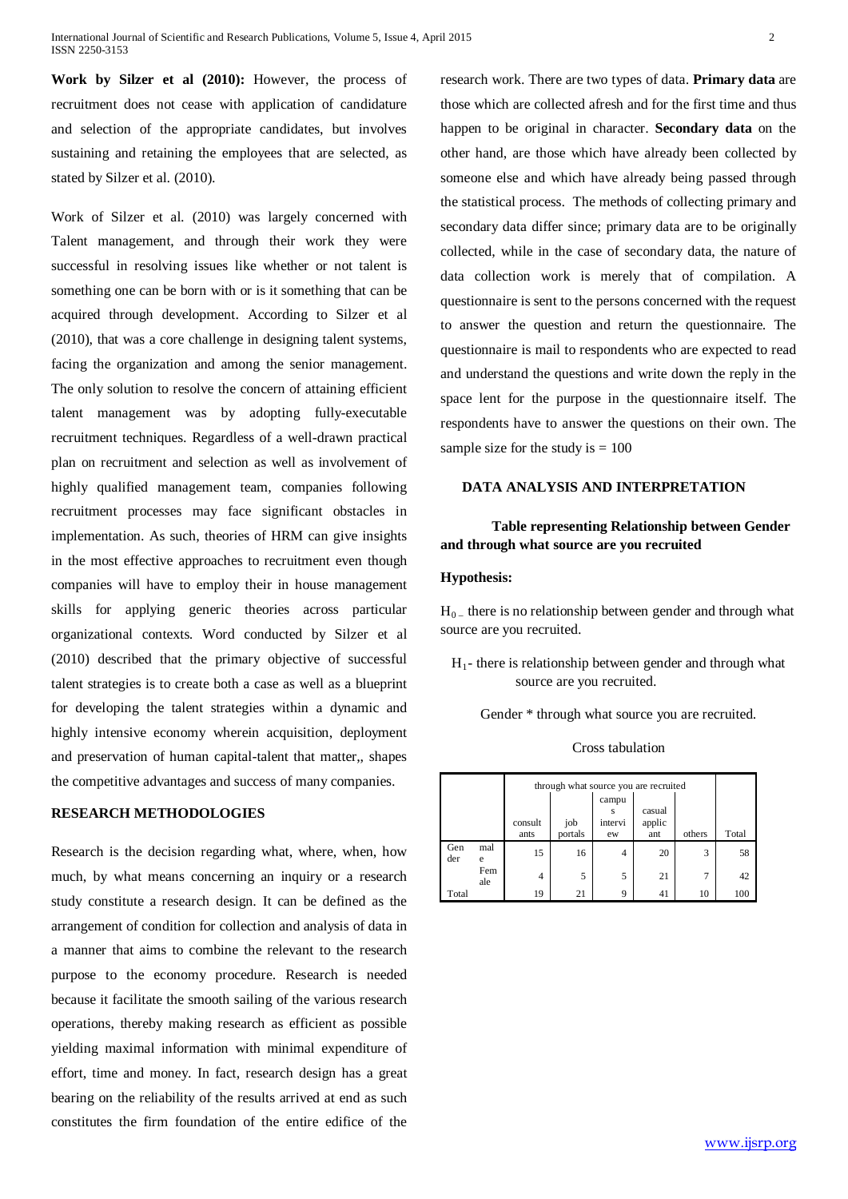**Work by Silzer et al (2010):** However, the process of recruitment does not cease with application of candidature and selection of the appropriate candidates, but involves sustaining and retaining the employees that are selected, as stated by Silzer et al. (2010).

Work of Silzer et al. (2010) was largely concerned with Talent management, and through their work they were successful in resolving issues like whether or not talent is something one can be born with or is it something that can be acquired through development. According to Silzer et al (2010), that was a core challenge in designing talent systems, facing the organization and among the senior management. The only solution to resolve the concern of attaining efficient talent management was by adopting fully-executable recruitment techniques. Regardless of a well-drawn practical plan on recruitment and selection as well as involvement of highly qualified management team, companies following recruitment processes may face significant obstacles in implementation. As such, theories of HRM can give insights in the most effective approaches to recruitment even though companies will have to employ their in house management skills for applying generic theories across particular organizational contexts. Word conducted by Silzer et al (2010) described that the primary objective of successful talent strategies is to create both a case as well as a blueprint for developing the talent strategies within a dynamic and highly intensive economy wherein acquisition, deployment and preservation of human capital-talent that matter,, shapes the competitive advantages and success of many companies.

## RESEARCH METHODOLOGIES

Research is the decision regarding what, where, when, how much, by what means concerning an inquiry or a research study constitute a research design. It can be defined as the arrangement of condition for collection and analysis of data in a manner that aims to combine the relevant to the research purpose to the economy procedure. Research is needed because it facilitate the smooth sailing of the various research operations, thereby making research as efficient as possible yielding maximal information with minimal expenditure of effort, time and money. In fact, research design has a great bearing on the reliability of the results arrived at end as such constitutes the firm foundation of the entire edifice of the research work. There are two types of data. **Primary data** are those which are collected afresh and for the first time and thus happen to be original in character. **Secondary data** on the other hand, are those which have already been collected by someone else and which have already being passed through the statistical process. The methods of collecting primary and secondary data differ since; primary data are to be originally collected, while in the case of secondary data, the nature of data collection work is merely that of compilation. A questionnaire is sent to the persons concerned with the request to answer the question and return the questionnaire. The questionnaire is mail to respondents who are expected to read and understand the questions and write down the reply in the space lent for the purpose in the questionnaire itself. The respondents have to answer the questions on their own. The sample size for the study is = 100

## DATA ANALYSIS AND INTERPRETATION

**Table representing Relationship between Gender and through what source are you recruited**

**Hypothesis:**

$H_0$ – there is no relationship between gender and through what source are you recruited.

$H_1$- there is relationship between gender and through what source are you recruited.

Gender * through what source you are recruited.

Cross tabulation

| | | through what source you are recruited | | | | | |
|---|---|---|---|---|---|---|---|
| | | consultants | job portals | campus interview | casual applicant | others | Total |
| Gender | male | 15 | 16 | 4 | 20 | 3 | 58 |
| | Female | 4 | 5 | 5 | 21 | 7 | 42 |
| Total | | 19 | 21 | 9 | 41 | 10 | 100 |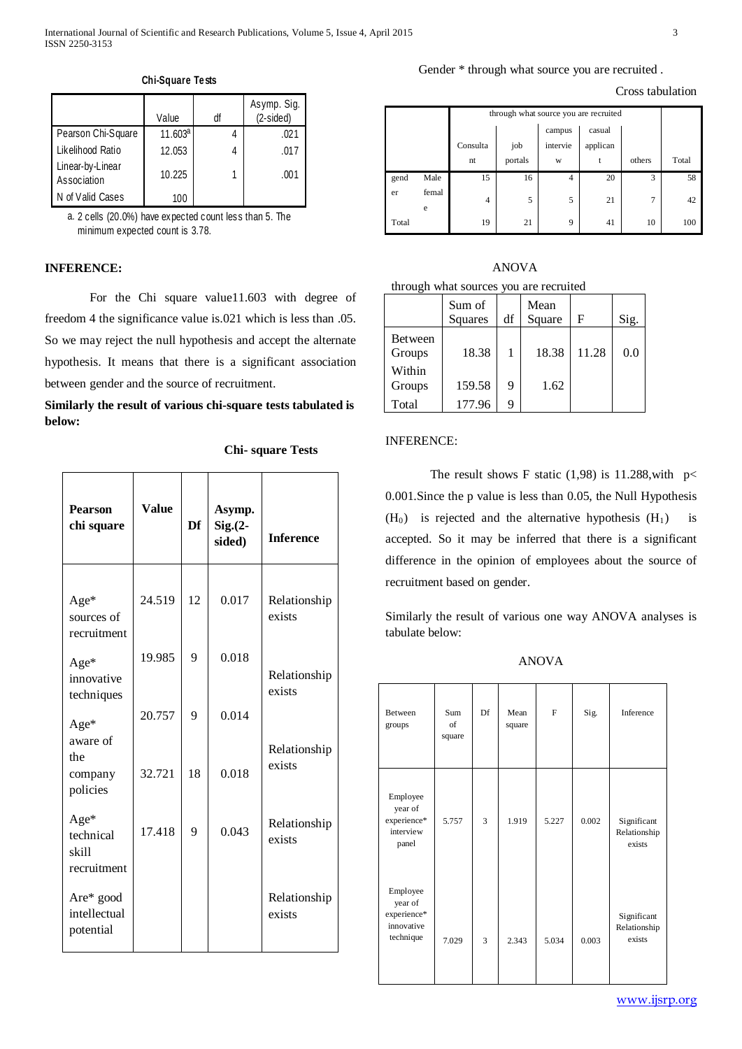**Chi-Square Tests**

| | Value | df | Asymp. Sig. (2-sided) |
|---|---|---|---|
| Pearson Chi-Square | 11.603[a] | 4 | .021 |
| Likelihood Ratio | 12.053 | 4 | .017 |
| Linear-by-Linear Association | 10.225 | 1 | .001 |
| N of Valid Cases | 100 | | |

a. 2 cells (20.0%) have expected count less than 5. The minimum expected count is 3.78.

## INFERENCE:

For the Chi square value11.603 with degree of freedom 4 the significance value is.021 which is less than .05. So we may reject the null hypothesis and accept the alternate hypothesis. It means that there is a significant association between gender and the source of recruitment.

**Similarly the result of various chi-square tests tabulated is below:**

**Chi- square Tests**

| Pearson chi square | Value | Df | Asymp. Sig.(2-sided) | Inference |
|---|---|---|---|---|
| Age* sources of recruitment | 24.519 | 12 | 0.017 | Relationship exists |
| Age* innovative techniques | 19.985 | 9 | 0.018 | Relationship exists |
| Age* aware of the company policies | 20.757 | 9 | 0.014 | Relationship exists |
| | 32.721 | 18 | 0.018 | |
| Age* technical skill recruitment | 17.418 | 9 | 0.043 | Relationship exists |
| Are* good intellectual potential | | | | Relationship exists |

Gender * through what source you are recruited .

Cross tabulation

| | | through what source you are recruited | | | | | Total |
|---|---|---|---|---|---|---|---|
| | | Consultant | job portals | campus interview | casual applicant | others | |
| gender | Male | 15 | 16 | 4 | 20 | 3 | 58 |
| | female | 4 | 5 | 5 | 21 | 7 | 42 |
| Total | | 19 | 21 | 9 | 41 | 10 | 100 |

ANOVA

through what sources you are recruited

| | Sum of Squares | df | Mean Square | F | Sig. |
|---|---|---|---|---|---|
| Between Groups | 18.38 | 1 | 18.38 | 11.28 | 0.0 |
| Within Groups | 159.58 | 9 | 1.62 | | |
| Total | 177.96 | 9 | | | |

INFERENCE:

The result shows F static (1,98) is 11.288,with $p< 0.001$.Since the p value is less than 0.05, the Null Hypothesis ($H_0$) is rejected and the alternative hypothesis ($H_1$) is accepted. So it may be inferred that there is a significant difference in the opinion of employees about the source of recruitment based on gender.

Similarly the result of various one way ANOVA analyses is tabulate below:

ANOVA

| Between groups | Sum of square | Df | Mean square | F | Sig. | Inference |
|---|---|---|---|---|---|---|
| Employee year of experience* interview panel | 5.757 | 3 | 1.919 | 5.227 | 0.002 | Significant Relationship exists |
| Employee year of experience* innovative technique | 7.029 | 3 | 2.343 | 5.034 | 0.003 | Significant Relationship exists |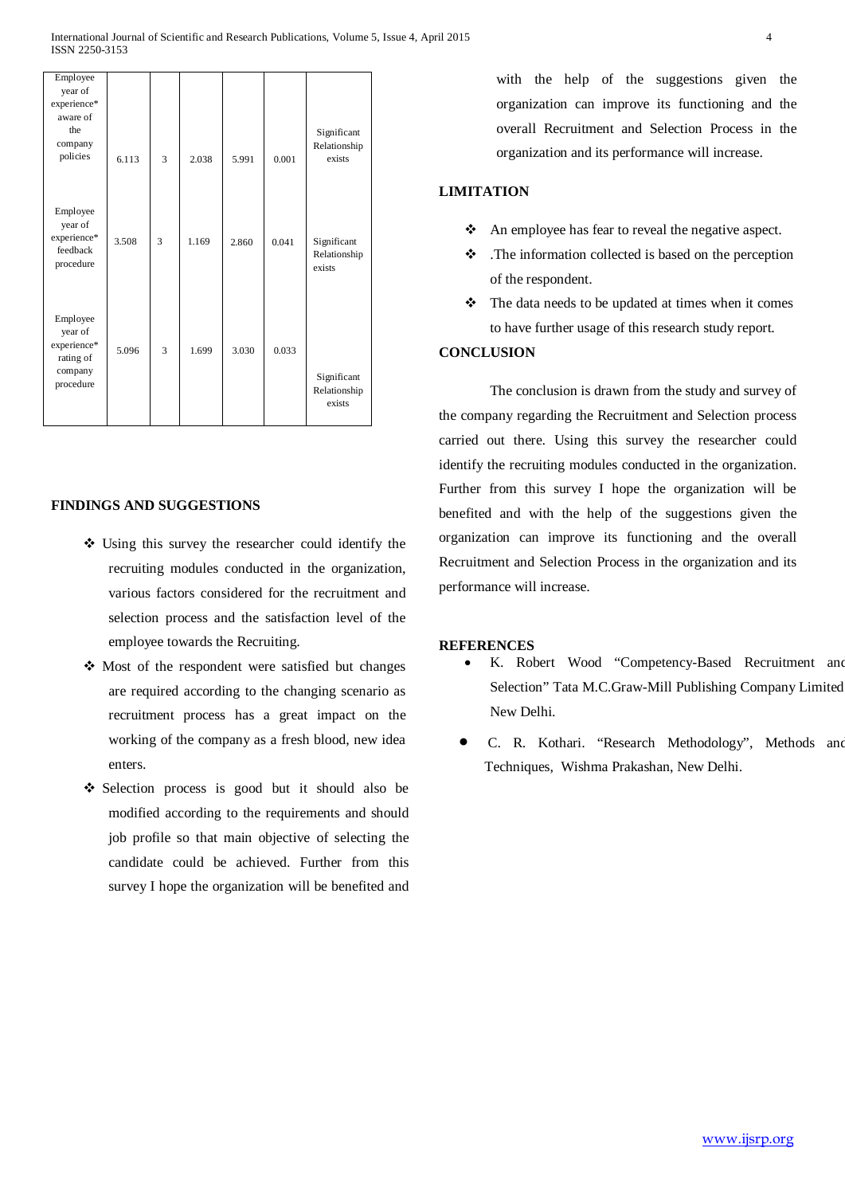| | | | | | | |
|---|---|---|---|---|---|---|
| Employee year of experience* aware of the company policies | 6.113 | 3 | 2.038 | 5.991 | 0.001 | Significant Relationship exists |
| Employee year of experience* feedback procedure | 3.508 | 3 | 1.169 | 2.860 | 0.041 | Significant Relationship exists |
| Employee year of experience* rating of company procedure | 5.096 | 3 | 1.699 | 3.030 | 0.033 | Significant Relationship exists |

## FINDINGS AND SUGGESTIONS

- ❖ Using this survey the researcher could identify the recruiting modules conducted in the organization, various factors considered for the recruitment and selection process and the satisfaction level of the employee towards the Recruiting.
- ❖ Most of the respondent were satisfied but changes are required according to the changing scenario as recruitment process has a great impact on the working of the company as a fresh blood, new idea enters.
- ❖ Selection process is good but it should also be modified according to the requirements and should job profile so that main objective of selecting the candidate could be achieved. Further from this survey I hope the organization will be benefited and with the help of the suggestions given the organization can improve its functioning and the overall Recruitment and Selection Process in the organization and its performance will increase.

## LIMITATION

- ❖ An employee has fear to reveal the negative aspect.
- ❖ .The information collected is based on the perception of the respondent.
- ❖ The data needs to be updated at times when it comes to have further usage of this research study report.

## CONCLUSION

The conclusion is drawn from the study and survey of the company regarding the Recruitment and Selection process carried out there. Using this survey the researcher could identify the recruiting modules conducted in the organization. Further from this survey I hope the organization will be benefited and with the help of the suggestions given the organization can improve its functioning and the overall Recruitment and Selection Process in the organization and its performance will increase.

## REFERENCES

- K. Robert Wood "Competency-Based Recruitment and Selection" Tata M.C.Graw-Mill Publishing Company Limited New Delhi.
- C. R. Kothari. "Research Methodology", Methods and Techniques, Wishma Prakashan, New Delhi.